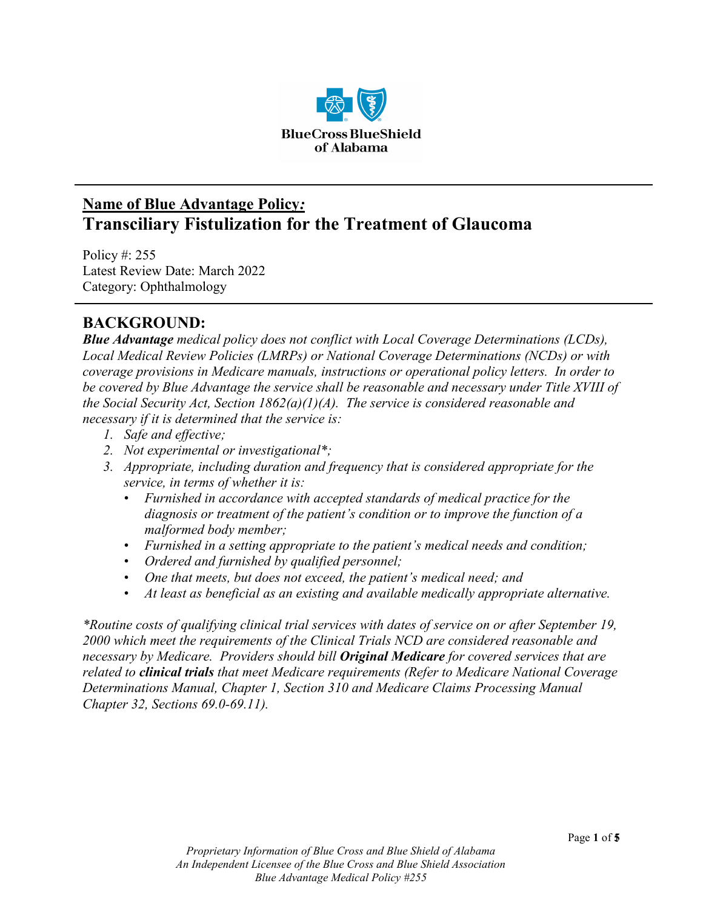## Name of Blue Advantage Policy*:*

# Transciliary Fistulization for the Treatment of Glaucoma

Policy #: 255
Latest Review Date: March 2022
Category: Ophthalmology

## BACKGROUND:

***Blue Advantage*** *medical policy does not conflict with Local Coverage Determinations (LCDs), Local Medical Review Policies (LMRPs) or National Coverage Determinations (NCDs) or with coverage provisions in Medicare manuals, instructions or operational policy letters. In order to be covered by Blue Advantage the service shall be reasonable and necessary under Title XVIII of the Social Security Act, Section 1862(a)(1)(A). The service is considered reasonable and necessary if it is determined that the service is:*

1. *Safe and effective;*
2. *Not experimental or investigational\*;*
3. *Appropriate, including duration and frequency that is considered appropriate for the service, in terms of whether it is:*
   - *Furnished in accordance with accepted standards of medical practice for the diagnosis or treatment of the patient's condition or to improve the function of a malformed body member;*
   - *Furnished in a setting appropriate to the patient's medical needs and condition;*
   - *Ordered and furnished by qualified personnel;*
   - *One that meets, but does not exceed, the patient's medical need; and*
   - *At least as beneficial as an existing and available medically appropriate alternative.*

*\*Routine costs of qualifying clinical trial services with dates of service on or after September 19, 2000 which meet the requirements of the Clinical Trials NCD are considered reasonable and necessary by Medicare. Providers should bill* ***Original Medicare*** *for covered services that are related to* ***clinical trials*** *that meet Medicare requirements (Refer to Medicare National Coverage Determinations Manual, Chapter 1, Section 310 and Medicare Claims Processing Manual Chapter 32, Sections 69.0-69.11).*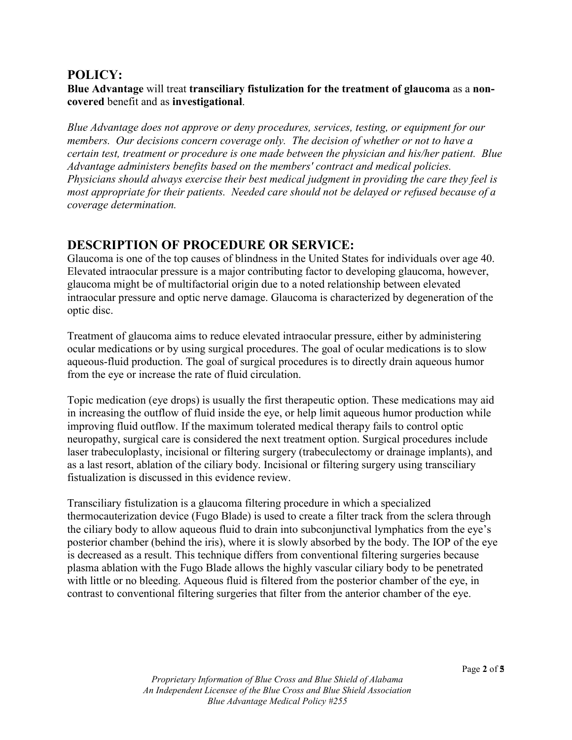## POLICY:

**Blue Advantage** will treat **transciliary fistulization for the treatment of glaucoma** as a **non-covered** benefit and as **investigational**.

*Blue Advantage does not approve or deny procedures, services, testing, or equipment for our members. Our decisions concern coverage only. The decision of whether or not to have a certain test, treatment or procedure is one made between the physician and his/her patient. Blue Advantage administers benefits based on the members' contract and medical policies. Physicians should always exercise their best medical judgment in providing the care they feel is most appropriate for their patients. Needed care should not be delayed or refused because of a coverage determination.*

## DESCRIPTION OF PROCEDURE OR SERVICE:

Glaucoma is one of the top causes of blindness in the United States for individuals over age 40. Elevated intraocular pressure is a major contributing factor to developing glaucoma, however, glaucoma might be of multifactorial origin due to a noted relationship between elevated intraocular pressure and optic nerve damage. Glaucoma is characterized by degeneration of the optic disc.

Treatment of glaucoma aims to reduce elevated intraocular pressure, either by administering ocular medications or by using surgical procedures. The goal of ocular medications is to slow aqueous-fluid production. The goal of surgical procedures is to directly drain aqueous humor from the eye or increase the rate of fluid circulation.

Topic medication (eye drops) is usually the first therapeutic option. These medications may aid in increasing the outflow of fluid inside the eye, or help limit aqueous humor production while improving fluid outflow. If the maximum tolerated medical therapy fails to control optic neuropathy, surgical care is considered the next treatment option. Surgical procedures include laser trabeculoplasty, incisional or filtering surgery (trabeculectomy or drainage implants), and as a last resort, ablation of the ciliary body. Incisional or filtering surgery using transciliary fistualization is discussed in this evidence review.

Transciliary fistulization is a glaucoma filtering procedure in which a specialized thermocauterization device (Fugo Blade) is used to create a filter track from the sclera through the ciliary body to allow aqueous fluid to drain into subconjunctival lymphatics from the eye's posterior chamber (behind the iris), where it is slowly absorbed by the body. The IOP of the eye is decreased as a result. This technique differs from conventional filtering surgeries because plasma ablation with the Fugo Blade allows the highly vascular ciliary body to be penetrated with little or no bleeding. Aqueous fluid is filtered from the posterior chamber of the eye, in contrast to conventional filtering surgeries that filter from the anterior chamber of the eye.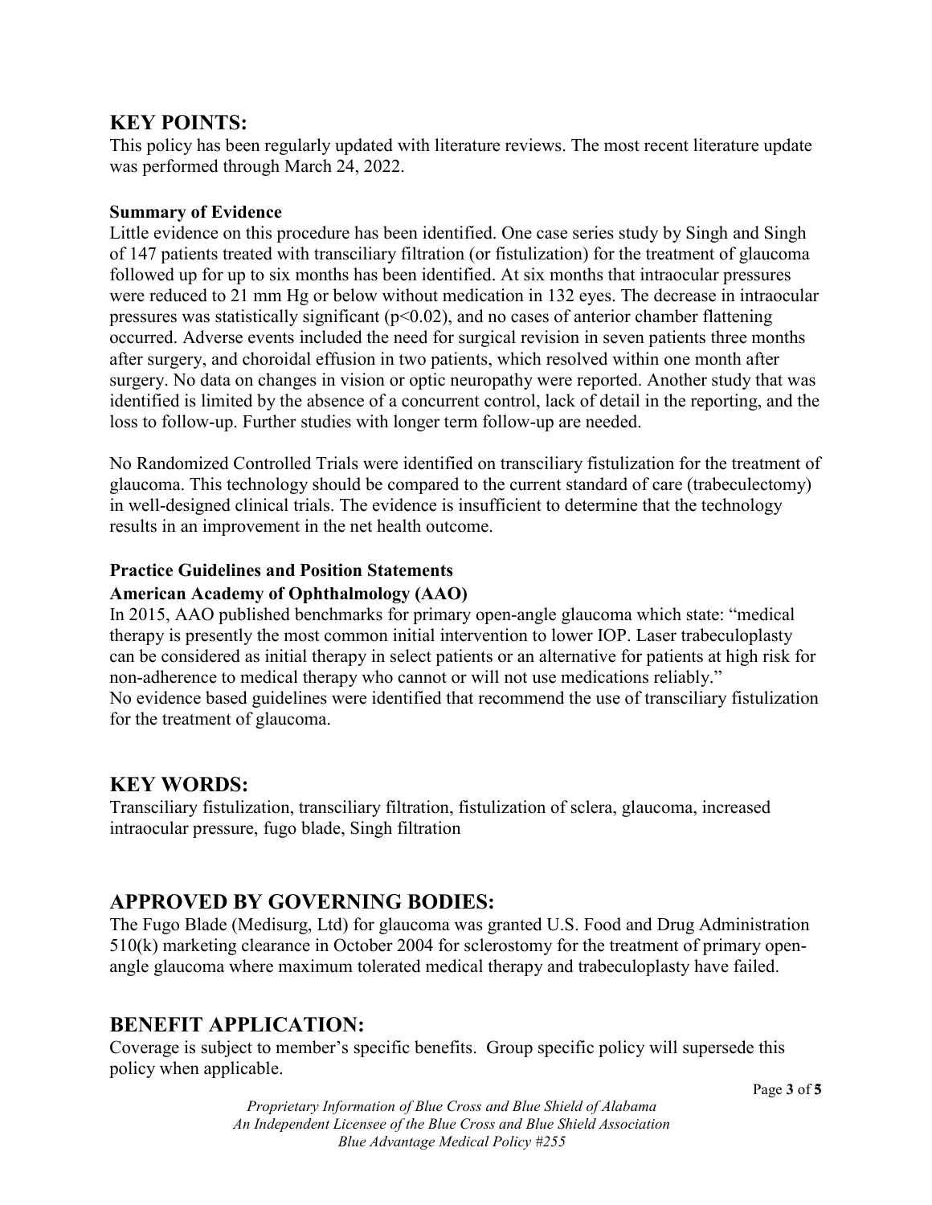## KEY POINTS:

This policy has been regularly updated with literature reviews. The most recent literature update was performed through March 24, 2022.

### Summary of Evidence

Little evidence on this procedure has been identified. One case series study by Singh and Singh of 147 patients treated with transciliary filtration (or fistulization) for the treatment of glaucoma followed up for up to six months has been identified. At six months that intraocular pressures were reduced to 21 mm Hg or below without medication in 132 eyes. The decrease in intraocular pressures was statistically significant ($p<0.02$), and no cases of anterior chamber flattening occurred. Adverse events included the need for surgical revision in seven patients three months after surgery, and choroidal effusion in two patients, which resolved within one month after surgery. No data on changes in vision or optic neuropathy were reported. Another study that was identified is limited by the absence of a concurrent control, lack of detail in the reporting, and the loss to follow-up. Further studies with longer term follow-up are needed.

No Randomized Controlled Trials were identified on transciliary fistulization for the treatment of glaucoma. This technology should be compared to the current standard of care (trabeculectomy) in well-designed clinical trials. The evidence is insufficient to determine that the technology results in an improvement in the net health outcome.

### Practice Guidelines and Position Statements

#### American Academy of Ophthalmology (AAO)

In 2015, AAO published benchmarks for primary open-angle glaucoma which state: "medical therapy is presently the most common initial intervention to lower IOP. Laser trabeculoplasty can be considered as initial therapy in select patients or an alternative for patients at high risk for non-adherence to medical therapy who cannot or will not use medications reliably."
No evidence based guidelines were identified that recommend the use of transciliary fistulization for the treatment of glaucoma.

## KEY WORDS:

Transciliary fistulization, transciliary filtration, fistulization of sclera, glaucoma, increased intraocular pressure, fugo blade, Singh filtration

## APPROVED BY GOVERNING BODIES:

The Fugo Blade (Medisurg, Ltd) for glaucoma was granted U.S. Food and Drug Administration 510(k) marketing clearance in October 2004 for sclerostomy for the treatment of primary open-angle glaucoma where maximum tolerated medical therapy and trabeculoplasty have failed.

## BENEFIT APPLICATION:

Coverage is subject to member's specific benefits. Group specific policy will supersede this policy when applicable.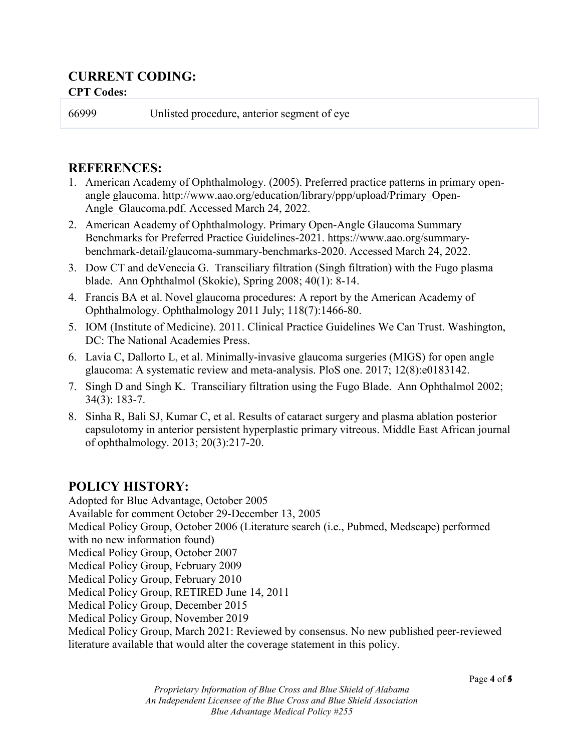## CURRENT CODING:

**CPT Codes:**

| 66999 | Unlisted procedure, anterior segment of eye |
|---|---|

## REFERENCES:

1. American Academy of Ophthalmology. (2005). Preferred practice patterns in primary open-angle glaucoma. http://www.aao.org/education/library/ppp/upload/Primary_Open-Angle_Glaucoma.pdf. Accessed March 24, 2022.
2. American Academy of Ophthalmology. Primary Open-Angle Glaucoma Summary Benchmarks for Preferred Practice Guidelines-2021. https://www.aao.org/summary-benchmark-detail/glaucoma-summary-benchmarks-2020. Accessed March 24, 2022.
3. Dow CT and deVenecia G. Transciliary filtration (Singh filtration) with the Fugo plasma blade. Ann Ophthalmol (Skokie), Spring 2008; 40(1): 8-14.
4. Francis BA et al. Novel glaucoma procedures: A report by the American Academy of Ophthalmology. Ophthalmology 2011 July; 118(7):1466-80.
5. IOM (Institute of Medicine). 2011. Clinical Practice Guidelines We Can Trust. Washington, DC: The National Academies Press.
6. Lavia C, Dallorto L, et al. Minimally-invasive glaucoma surgeries (MIGS) for open angle glaucoma: A systematic review and meta-analysis. PloS one. 2017; 12(8):e0183142.
7. Singh D and Singh K. Transciliary filtration using the Fugo Blade. Ann Ophthalmol 2002; 34(3): 183-7.
8. Sinha R, Bali SJ, Kumar C, et al. Results of cataract surgery and plasma ablation posterior capsulotomy in anterior persistent hyperplastic primary vitreous. Middle East African journal of ophthalmology. 2013; 20(3):217-20.

## POLICY HISTORY:

Adopted for Blue Advantage, October 2005
Available for comment October 29-December 13, 2005
Medical Policy Group, October 2006 (Literature search (i.e., Pubmed, Medscape) performed with no new information found)
Medical Policy Group, October 2007
Medical Policy Group, February 2009
Medical Policy Group, February 2010
Medical Policy Group, RETIRED June 14, 2011
Medical Policy Group, December 2015
Medical Policy Group, November 2019
Medical Policy Group, March 2021: Reviewed by consensus. No new published peer-reviewed literature available that would alter the coverage statement in this policy.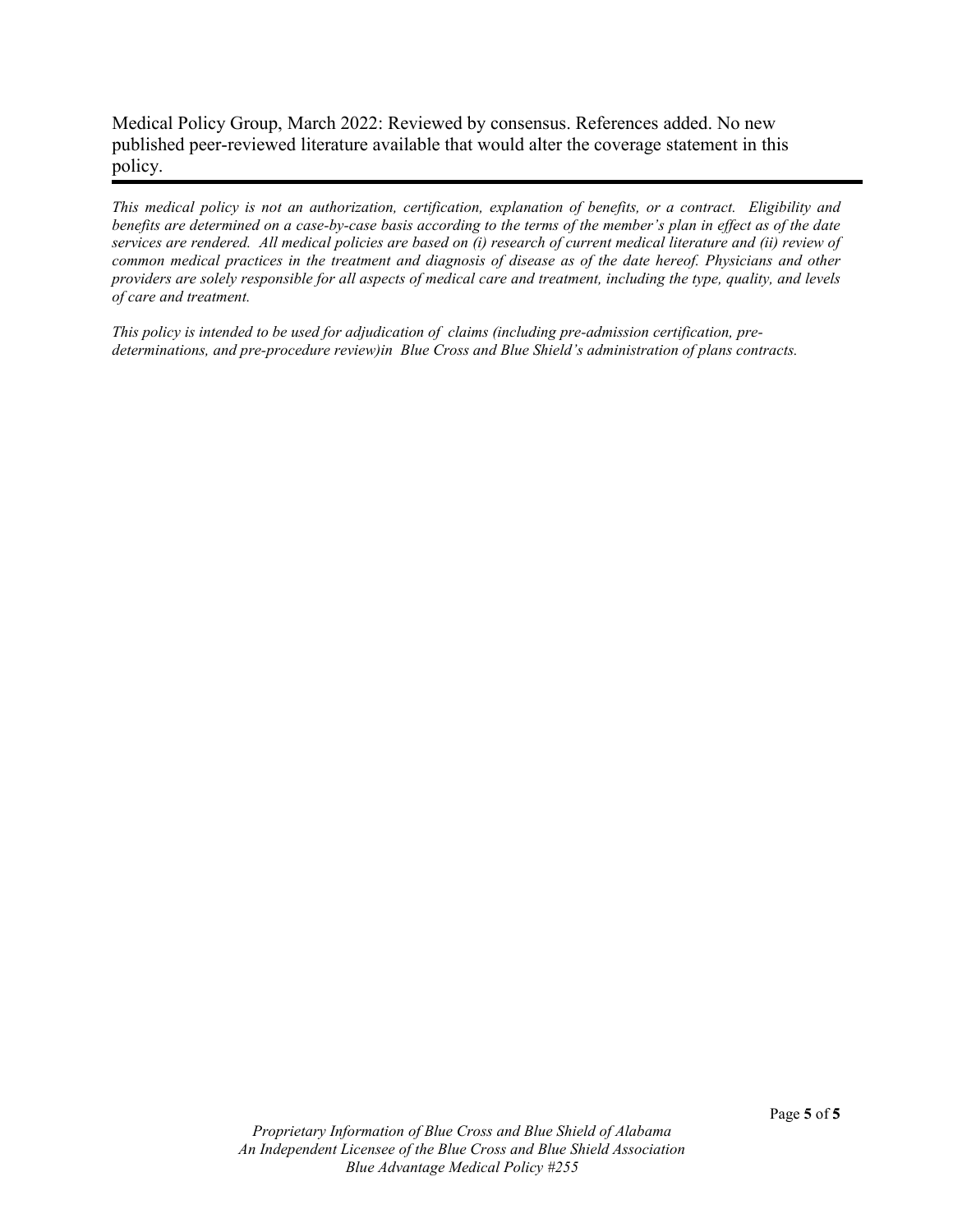Medical Policy Group, March 2022: Reviewed by consensus. References added. No new published peer-reviewed literature available that would alter the coverage statement in this policy.

---

*This medical policy is not an authorization, certification, explanation of benefits, or a contract. Eligibility and benefits are determined on a case-by-case basis according to the terms of the member's plan in effect as of the date services are rendered. All medical policies are based on (i) research of current medical literature and (ii) review of common medical practices in the treatment and diagnosis of disease as of the date hereof. Physicians and other providers are solely responsible for all aspects of medical care and treatment, including the type, quality, and levels of care and treatment.*

*This policy is intended to be used for adjudication of claims (including pre-admission certification, pre-determinations, and pre-procedure review)in Blue Cross and Blue Shield's administration of plans contracts.*